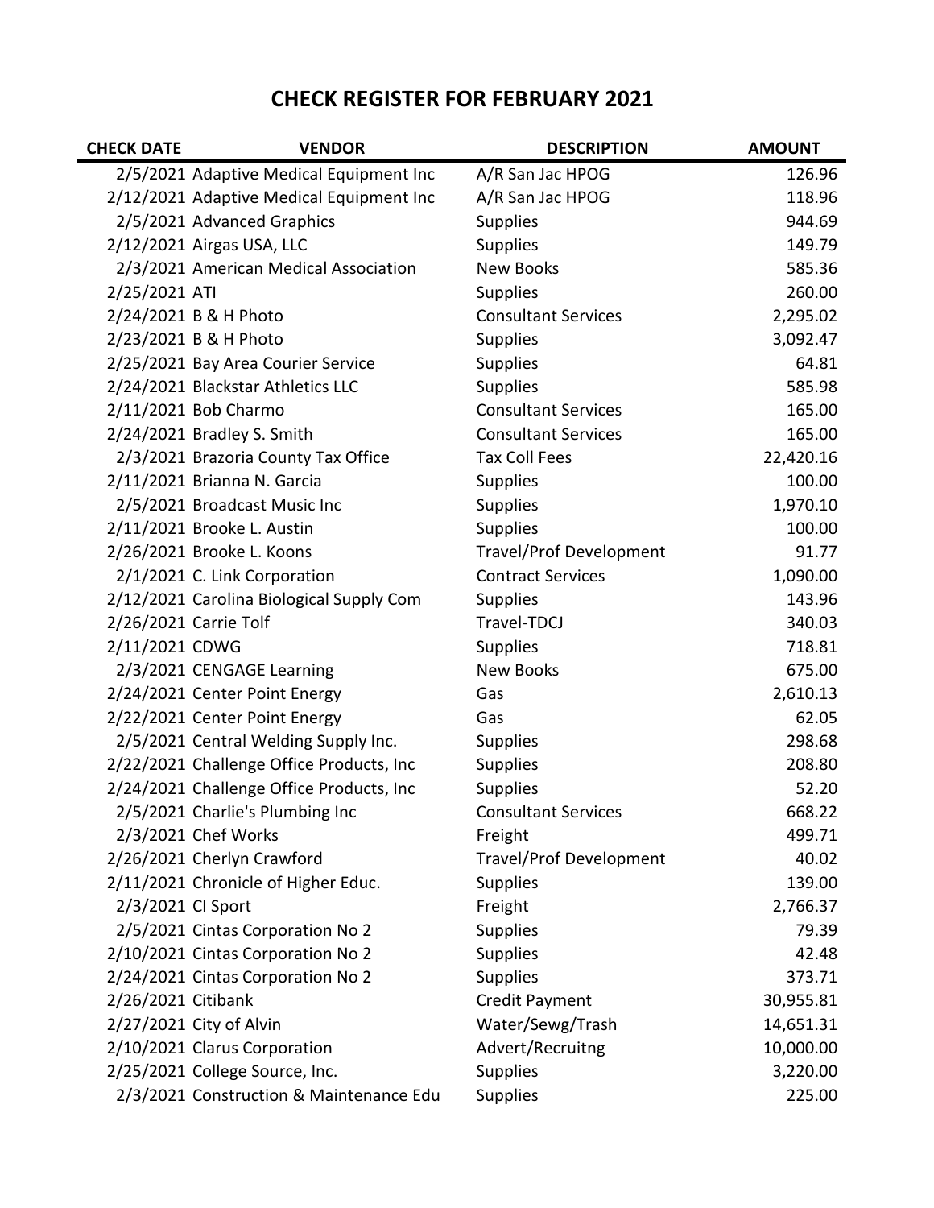# CHECK REGISTER FOR FEBRUARY 2021

| CHECK DATE | VENDOR | DESCRIPTION | AMOUNT |
|---|---|---|---|
| 2/5/2021 | Adaptive Medical Equipment Inc | A/R San Jac HPOG | 126.96 |
| 2/12/2021 | Adaptive Medical Equipment Inc | A/R San Jac HPOG | 118.96 |
| 2/5/2021 | Advanced Graphics | Supplies | 944.69 |
| 2/12/2021 | Airgas USA, LLC | Supplies | 149.79 |
| 2/3/2021 | American Medical Association | New Books | 585.36 |
| 2/25/2021 | ATI | Supplies | 260.00 |
| 2/24/2021 | B & H Photo | Consultant Services | 2,295.02 |
| 2/23/2021 | B & H Photo | Supplies | 3,092.47 |
| 2/25/2021 | Bay Area Courier Service | Supplies | 64.81 |
| 2/24/2021 | Blackstar Athletics LLC | Supplies | 585.98 |
| 2/11/2021 | Bob Charmo | Consultant Services | 165.00 |
| 2/24/2021 | Bradley S. Smith | Consultant Services | 165.00 |
| 2/3/2021 | Brazoria County Tax Office | Tax Coll Fees | 22,420.16 |
| 2/11/2021 | Brianna N. Garcia | Supplies | 100.00 |
| 2/5/2021 | Broadcast Music Inc | Supplies | 1,970.10 |
| 2/11/2021 | Brooke L. Austin | Supplies | 100.00 |
| 2/26/2021 | Brooke L. Koons | Travel/Prof Development | 91.77 |
| 2/1/2021 | C. Link Corporation | Contract Services | 1,090.00 |
| 2/12/2021 | Carolina Biological Supply Com | Supplies | 143.96 |
| 2/26/2021 | Carrie Tolf | Travel-TDCJ | 340.03 |
| 2/11/2021 | CDWG | Supplies | 718.81 |
| 2/3/2021 | CENGAGE Learning | New Books | 675.00 |
| 2/24/2021 | Center Point Energy | Gas | 2,610.13 |
| 2/22/2021 | Center Point Energy | Gas | 62.05 |
| 2/5/2021 | Central Welding Supply Inc. | Supplies | 298.68 |
| 2/22/2021 | Challenge Office Products, Inc | Supplies | 208.80 |
| 2/24/2021 | Challenge Office Products, Inc | Supplies | 52.20 |
| 2/5/2021 | Charlie's Plumbing Inc | Consultant Services | 668.22 |
| 2/3/2021 | Chef Works | Freight | 499.71 |
| 2/26/2021 | Cherlyn Crawford | Travel/Prof Development | 40.02 |
| 2/11/2021 | Chronicle of Higher Educ. | Supplies | 139.00 |
| 2/3/2021 | CI Sport | Freight | 2,766.37 |
| 2/5/2021 | Cintas Corporation No 2 | Supplies | 79.39 |
| 2/10/2021 | Cintas Corporation No 2 | Supplies | 42.48 |
| 2/24/2021 | Cintas Corporation No 2 | Supplies | 373.71 |
| 2/26/2021 | Citibank | Credit Payment | 30,955.81 |
| 2/27/2021 | City of Alvin | Water/Sewg/Trash | 14,651.31 |
| 2/10/2021 | Clarus Corporation | Advert/Recruitng | 10,000.00 |
| 2/25/2021 | College Source, Inc. | Supplies | 3,220.00 |
| 2/3/2021 | Construction & Maintenance Edu | Supplies | 225.00 |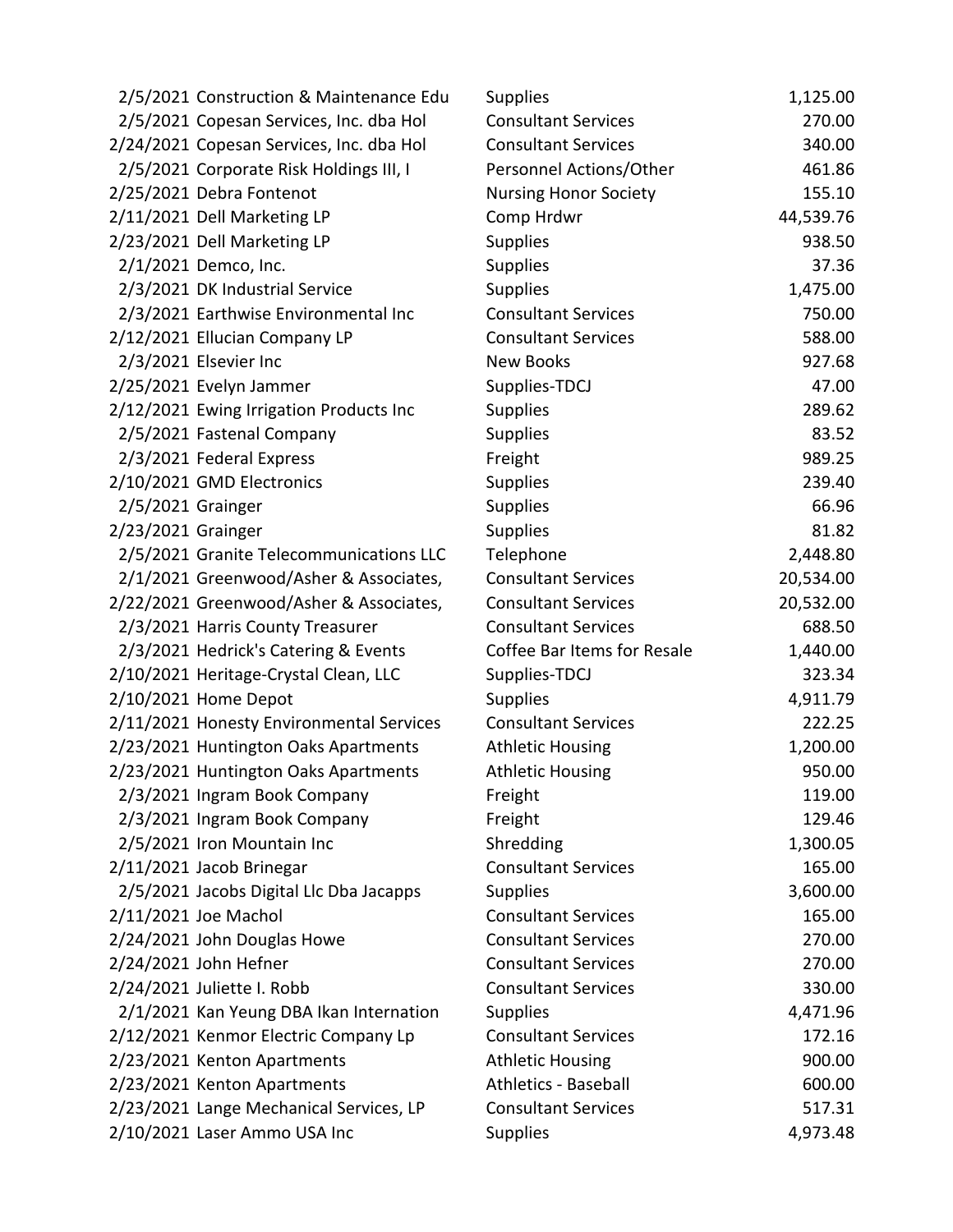| Date | Vendor | Description | Amount |
|---|---|---|---|
| 2/5/2021 | Construction & Maintenance Edu | Supplies | 1,125.00 |
| 2/5/2021 | Copesan Services, Inc. dba Hol | Consultant Services | 270.00 |
| 2/24/2021 | Copesan Services, Inc. dba Hol | Consultant Services | 340.00 |
| 2/5/2021 | Corporate Risk Holdings III, I | Personnel Actions/Other | 461.86 |
| 2/25/2021 | Debra Fontenot | Nursing Honor Society | 155.10 |
| 2/11/2021 | Dell Marketing LP | Comp Hrdwr | 44,539.76 |
| 2/23/2021 | Dell Marketing LP | Supplies | 938.50 |
| 2/1/2021 | Demco, Inc. | Supplies | 37.36 |
| 2/3/2021 | DK Industrial Service | Supplies | 1,475.00 |
| 2/3/2021 | Earthwise Environmental Inc | Consultant Services | 750.00 |
| 2/12/2021 | Ellucian Company LP | Consultant Services | 588.00 |
| 2/3/2021 | Elsevier Inc | New Books | 927.68 |
| 2/25/2021 | Evelyn Jammer | Supplies-TDCJ | 47.00 |
| 2/12/2021 | Ewing Irrigation Products Inc | Supplies | 289.62 |
| 2/5/2021 | Fastenal Company | Supplies | 83.52 |
| 2/3/2021 | Federal Express | Freight | 989.25 |
| 2/10/2021 | GMD Electronics | Supplies | 239.40 |
| 2/5/2021 | Grainger | Supplies | 66.96 |
| 2/23/2021 | Grainger | Supplies | 81.82 |
| 2/5/2021 | Granite Telecommunications LLC | Telephone | 2,448.80 |
| 2/1/2021 | Greenwood/Asher & Associates, | Consultant Services | 20,534.00 |
| 2/22/2021 | Greenwood/Asher & Associates, | Consultant Services | 20,532.00 |
| 2/3/2021 | Harris County Treasurer | Consultant Services | 688.50 |
| 2/3/2021 | Hedrick's Catering & Events | Coffee Bar Items for Resale | 1,440.00 |
| 2/10/2021 | Heritage-Crystal Clean, LLC | Supplies-TDCJ | 323.34 |
| 2/10/2021 | Home Depot | Supplies | 4,911.79 |
| 2/11/2021 | Honesty Environmental Services | Consultant Services | 222.25 |
| 2/23/2021 | Huntington Oaks Apartments | Athletic Housing | 1,200.00 |
| 2/23/2021 | Huntington Oaks Apartments | Athletic Housing | 950.00 |
| 2/3/2021 | Ingram Book Company | Freight | 119.00 |
| 2/3/2021 | Ingram Book Company | Freight | 129.46 |
| 2/5/2021 | Iron Mountain Inc | Shredding | 1,300.05 |
| 2/11/2021 | Jacob Brinegar | Consultant Services | 165.00 |
| 2/5/2021 | Jacobs Digital Llc Dba Jacapps | Supplies | 3,600.00 |
| 2/11/2021 | Joe Machol | Consultant Services | 165.00 |
| 2/24/2021 | John Douglas Howe | Consultant Services | 270.00 |
| 2/24/2021 | John Hefner | Consultant Services | 270.00 |
| 2/24/2021 | Juliette I. Robb | Consultant Services | 330.00 |
| 2/1/2021 | Kan Yeung DBA Ikan Internation | Supplies | 4,471.96 |
| 2/12/2021 | Kenmor Electric Company Lp | Consultant Services | 172.16 |
| 2/23/2021 | Kenton Apartments | Athletic Housing | 900.00 |
| 2/23/2021 | Kenton Apartments | Athletics - Baseball | 600.00 |
| 2/23/2021 | Lange Mechanical Services, LP | Consultant Services | 517.31 |
| 2/10/2021 | Laser Ammo USA Inc | Supplies | 4,973.48 |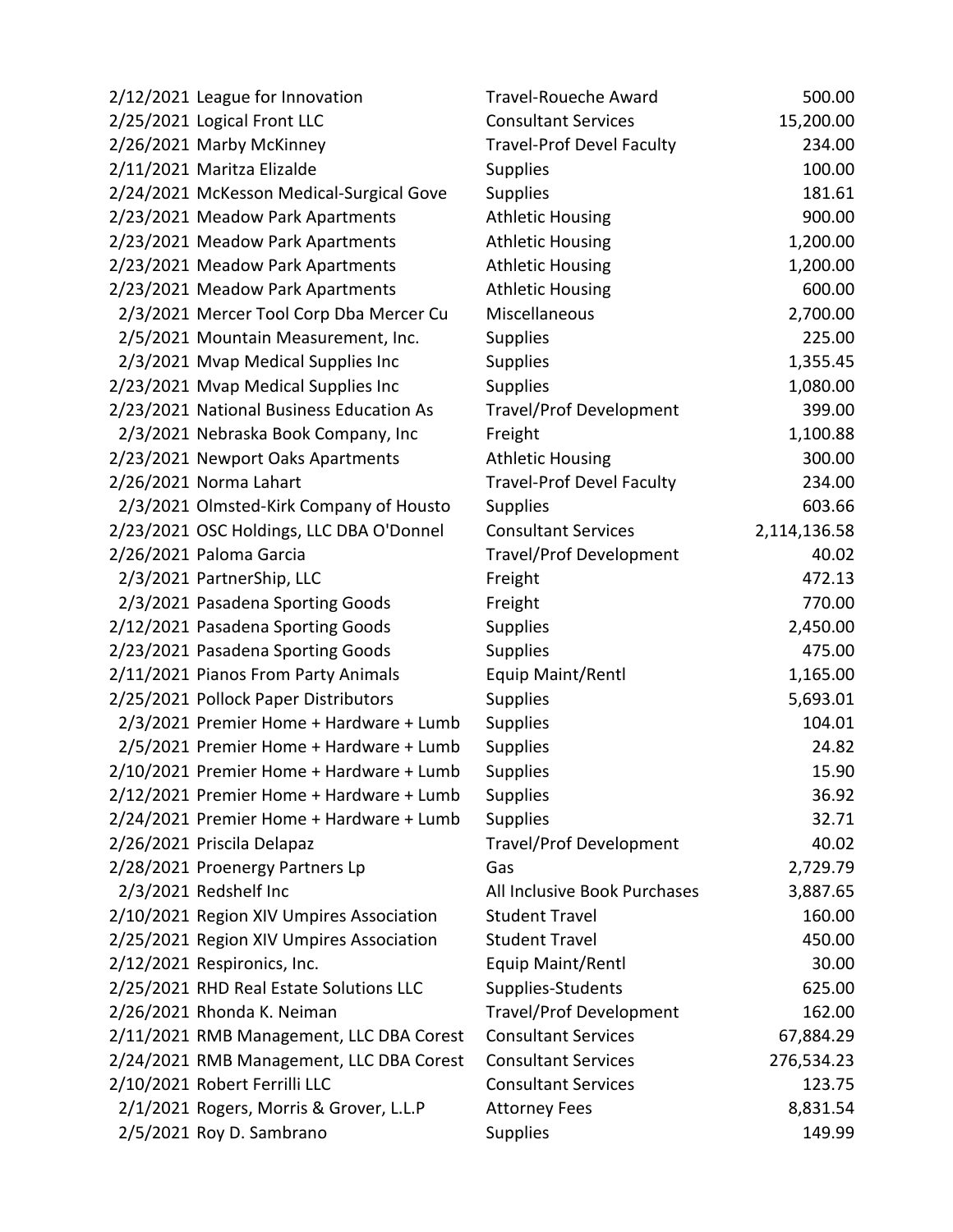| | | | |
|---|---|---|---|
| 2/12/2021 | League for Innovation | Travel-Roueche Award | 500.00 |
| 2/25/2021 | Logical Front LLC | Consultant Services | 15,200.00 |
| 2/26/2021 | Marby McKinney | Travel-Prof Devel Faculty | 234.00 |
| 2/11/2021 | Maritza Elizalde | Supplies | 100.00 |
| 2/24/2021 | McKesson Medical-Surgical Gove | Supplies | 181.61 |
| 2/23/2021 | Meadow Park Apartments | Athletic Housing | 900.00 |
| 2/23/2021 | Meadow Park Apartments | Athletic Housing | 1,200.00 |
| 2/23/2021 | Meadow Park Apartments | Athletic Housing | 1,200.00 |
| 2/23/2021 | Meadow Park Apartments | Athletic Housing | 600.00 |
| 2/3/2021 | Mercer Tool Corp Dba Mercer Cu | Miscellaneous | 2,700.00 |
| 2/5/2021 | Mountain Measurement, Inc. | Supplies | 225.00 |
| 2/3/2021 | Mvap Medical Supplies Inc | Supplies | 1,355.45 |
| 2/23/2021 | Mvap Medical Supplies Inc | Supplies | 1,080.00 |
| 2/23/2021 | National Business Education As | Travel/Prof Development | 399.00 |
| 2/3/2021 | Nebraska Book Company, Inc | Freight | 1,100.88 |
| 2/23/2021 | Newport Oaks Apartments | Athletic Housing | 300.00 |
| 2/26/2021 | Norma Lahart | Travel-Prof Devel Faculty | 234.00 |
| 2/3/2021 | Olmsted-Kirk Company of Housto | Supplies | 603.66 |
| 2/23/2021 | OSC Holdings, LLC DBA O'Donnel | Consultant Services | 2,114,136.58 |
| 2/26/2021 | Paloma Garcia | Travel/Prof Development | 40.02 |
| 2/3/2021 | PartnerShip, LLC | Freight | 472.13 |
| 2/3/2021 | Pasadena Sporting Goods | Freight | 770.00 |
| 2/12/2021 | Pasadena Sporting Goods | Supplies | 2,450.00 |
| 2/23/2021 | Pasadena Sporting Goods | Supplies | 475.00 |
| 2/11/2021 | Pianos From Party Animals | Equip Maint/Rentl | 1,165.00 |
| 2/25/2021 | Pollock Paper Distributors | Supplies | 5,693.01 |
| 2/3/2021 | Premier Home + Hardware + Lumb | Supplies | 104.01 |
| 2/5/2021 | Premier Home + Hardware + Lumb | Supplies | 24.82 |
| 2/10/2021 | Premier Home + Hardware + Lumb | Supplies | 15.90 |
| 2/12/2021 | Premier Home + Hardware + Lumb | Supplies | 36.92 |
| 2/24/2021 | Premier Home + Hardware + Lumb | Supplies | 32.71 |
| 2/26/2021 | Priscila Delapaz | Travel/Prof Development | 40.02 |
| 2/28/2021 | Proenergy Partners Lp | Gas | 2,729.79 |
| 2/3/2021 | Redshelf Inc | All Inclusive Book Purchases | 3,887.65 |
| 2/10/2021 | Region XIV Umpires Association | Student Travel | 160.00 |
| 2/25/2021 | Region XIV Umpires Association | Student Travel | 450.00 |
| 2/12/2021 | Respironics, Inc. | Equip Maint/Rentl | 30.00 |
| 2/25/2021 | RHD Real Estate Solutions LLC | Supplies-Students | 625.00 |
| 2/26/2021 | Rhonda K. Neiman | Travel/Prof Development | 162.00 |
| 2/11/2021 | RMB Management, LLC DBA Corest | Consultant Services | 67,884.29 |
| 2/24/2021 | RMB Management, LLC DBA Corest | Consultant Services | 276,534.23 |
| 2/10/2021 | Robert Ferrilli LLC | Consultant Services | 123.75 |
| 2/1/2021 | Rogers, Morris & Grover, L.L.P | Attorney Fees | 8,831.54 |
| 2/5/2021 | Roy D. Sambrano | Supplies | 149.99 |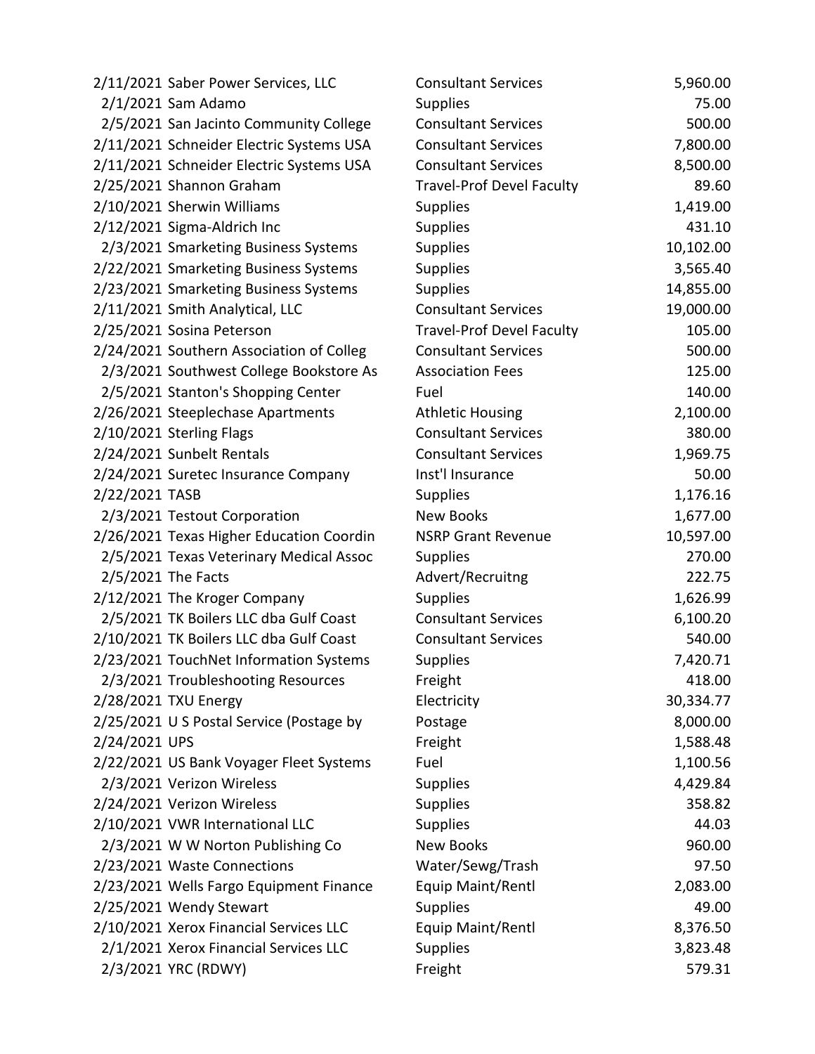| | | | |
|---|---|---|---|
| 2/11/2021 | Saber Power Services, LLC | Consultant Services | 5,960.00 |
| 2/1/2021 | Sam Adamo | Supplies | 75.00 |
| 2/5/2021 | San Jacinto Community College | Consultant Services | 500.00 |
| 2/11/2021 | Schneider Electric Systems USA | Consultant Services | 7,800.00 |
| 2/11/2021 | Schneider Electric Systems USA | Consultant Services | 8,500.00 |
| 2/25/2021 | Shannon Graham | Travel-Prof Devel Faculty | 89.60 |
| 2/10/2021 | Sherwin Williams | Supplies | 1,419.00 |
| 2/12/2021 | Sigma-Aldrich Inc | Supplies | 431.10 |
| 2/3/2021 | Smarketing Business Systems | Supplies | 10,102.00 |
| 2/22/2021 | Smarketing Business Systems | Supplies | 3,565.40 |
| 2/23/2021 | Smarketing Business Systems | Supplies | 14,855.00 |
| 2/11/2021 | Smith Analytical, LLC | Consultant Services | 19,000.00 |
| 2/25/2021 | Sosina Peterson | Travel-Prof Devel Faculty | 105.00 |
| 2/24/2021 | Southern Association of Colleg | Consultant Services | 500.00 |
| 2/3/2021 | Southwest College Bookstore As | Association Fees | 125.00 |
| 2/5/2021 | Stanton's Shopping Center | Fuel | 140.00 |
| 2/26/2021 | Steeplechase Apartments | Athletic Housing | 2,100.00 |
| 2/10/2021 | Sterling Flags | Consultant Services | 380.00 |
| 2/24/2021 | Sunbelt Rentals | Consultant Services | 1,969.75 |
| 2/24/2021 | Suretec Insurance Company | Inst'l Insurance | 50.00 |
| 2/22/2021 | TASB | Supplies | 1,176.16 |
| 2/3/2021 | Testout Corporation | New Books | 1,677.00 |
| 2/26/2021 | Texas Higher Education Coordin | NSRP Grant Revenue | 10,597.00 |
| 2/5/2021 | Texas Veterinary Medical Assoc | Supplies | 270.00 |
| 2/5/2021 | The Facts | Advert/Recruitng | 222.75 |
| 2/12/2021 | The Kroger Company | Supplies | 1,626.99 |
| 2/5/2021 | TK Boilers LLC dba Gulf Coast | Consultant Services | 6,100.20 |
| 2/10/2021 | TK Boilers LLC dba Gulf Coast | Consultant Services | 540.00 |
| 2/23/2021 | TouchNet Information Systems | Supplies | 7,420.71 |
| 2/3/2021 | Troubleshooting Resources | Freight | 418.00 |
| 2/28/2021 | TXU Energy | Electricity | 30,334.77 |
| 2/25/2021 | U S Postal Service (Postage by | Postage | 8,000.00 |
| 2/24/2021 | UPS | Freight | 1,588.48 |
| 2/22/2021 | US Bank Voyager Fleet Systems | Fuel | 1,100.56 |
| 2/3/2021 | Verizon Wireless | Supplies | 4,429.84 |
| 2/24/2021 | Verizon Wireless | Supplies | 358.82 |
| 2/10/2021 | VWR International LLC | Supplies | 44.03 |
| 2/3/2021 | W W Norton Publishing Co | New Books | 960.00 |
| 2/23/2021 | Waste Connections | Water/Sewg/Trash | 97.50 |
| 2/23/2021 | Wells Fargo Equipment Finance | Equip Maint/Rentl | 2,083.00 |
| 2/25/2021 | Wendy Stewart | Supplies | 49.00 |
| 2/10/2021 | Xerox Financial Services LLC | Equip Maint/Rentl | 8,376.50 |
| 2/1/2021 | Xerox Financial Services LLC | Supplies | 3,823.48 |
| 2/3/2021 | YRC (RDWY) | Freight | 579.31 |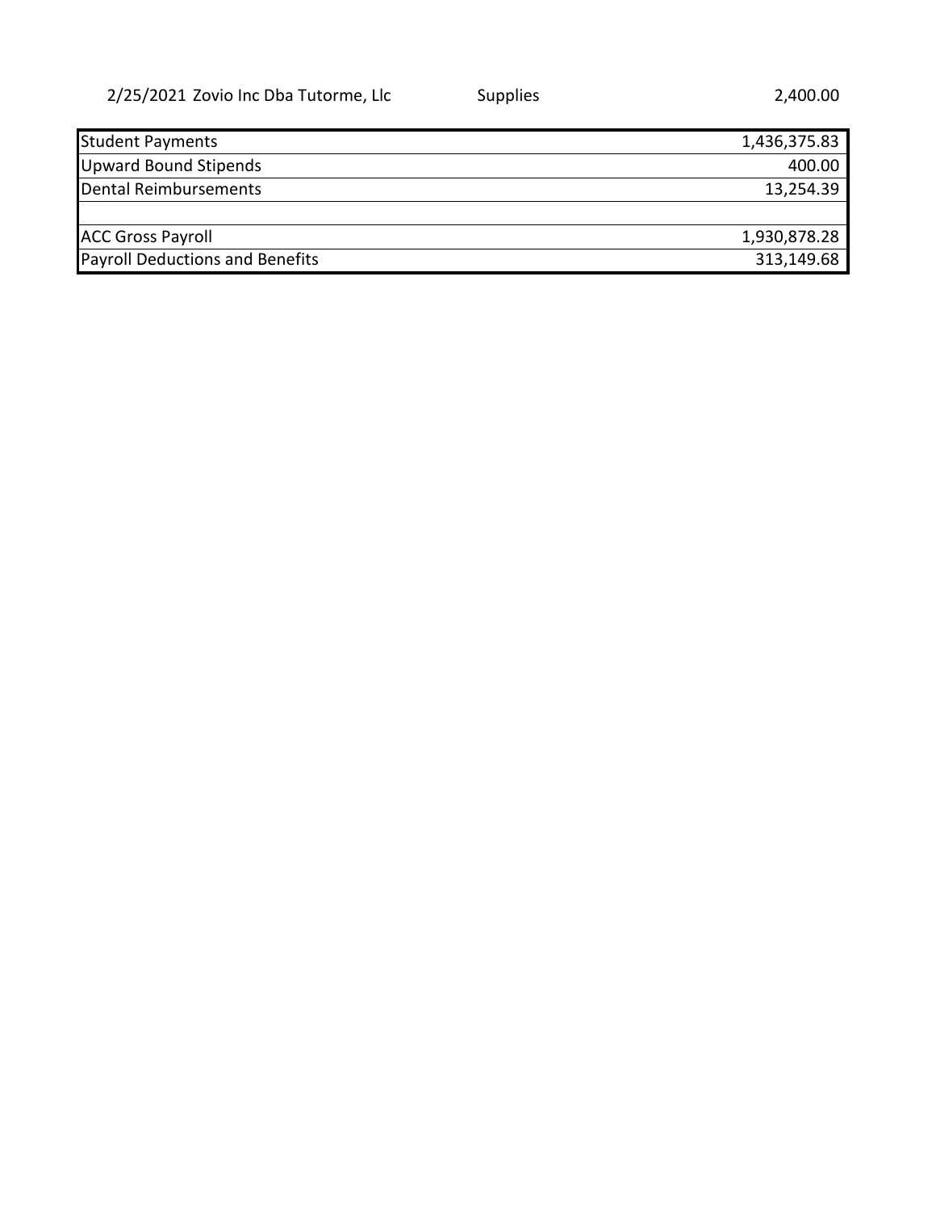| | | | |
|---|---|---|---|
| 2/25/2021 | Zovio Inc Dba Tutorme, Llc | Supplies | 2,400.00 |

| | |
|---|---|
| Student Payments | 1,436,375.83 |
| Upward Bound Stipends | 400.00 |
| Dental Reimbursements | 13,254.39 |
| | |
| ACC Gross Payroll | 1,930,878.28 |
| Payroll Deductions and Benefits | 313,149.68 |